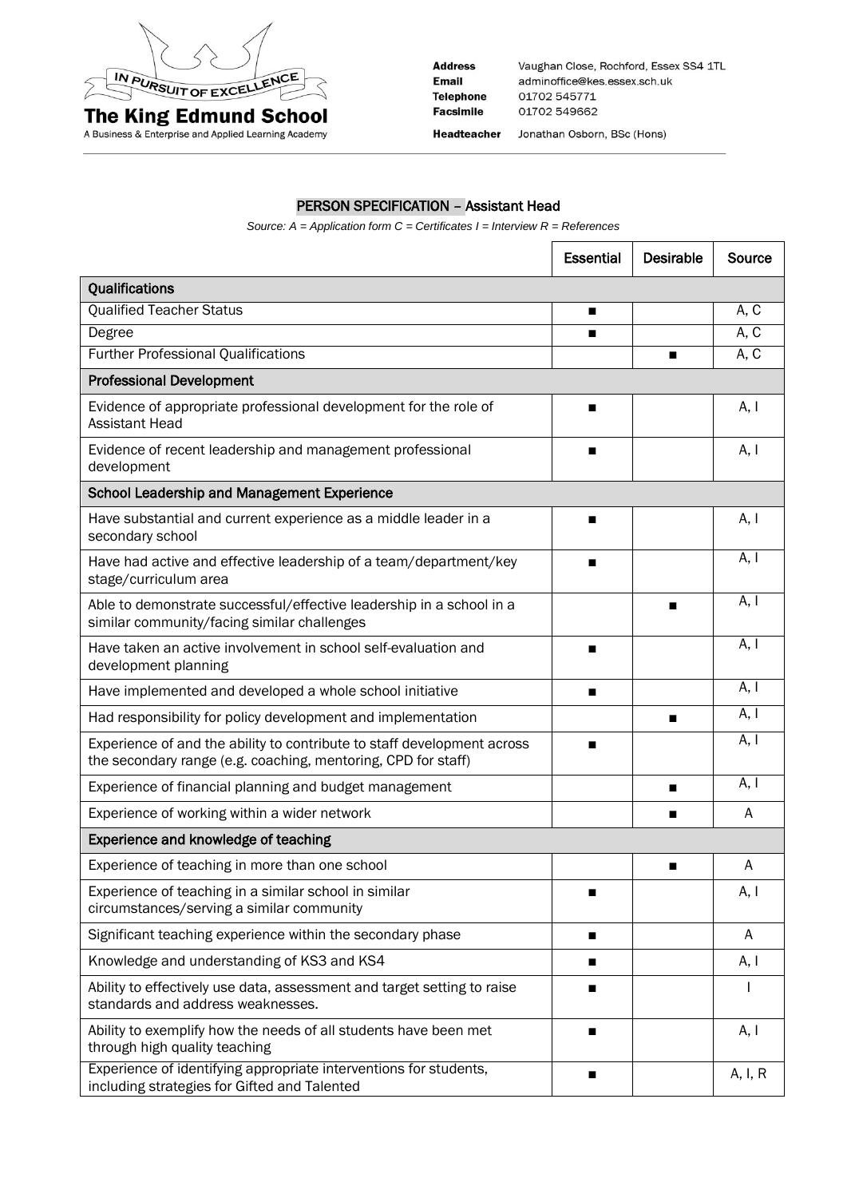**The King Edmund School**
A Business & Enterprise and Applied Learning Academy

IN PURSUIT OF EXCELLENCE

**Address** Vaughan Close, Rochford, Essex SS4 1TL
**Email** adminoffice@kes.essex.sch.uk
**Telephone** 01702 545771
**Facsimile** 01702 549662
**Headteacher** Jonathan Osborn, BSc (Hons)

## PERSON SPECIFICATION – Assistant Head

*Source: A = Application form C = Certificates I = Interview R = References*

| | Essential | Desirable | Source |
|---|---|---|---|
| **Qualifications** | | | |
| Qualified Teacher Status | ■ | | A, C |
| Degree | ■ | | A, C |
| Further Professional Qualifications | | ■ | A, C |
| **Professional Development** | | | |
| Evidence of appropriate professional development for the role of Assistant Head | ■ | | A, I |
| Evidence of recent leadership and management professional development | ■ | | A, I |
| **School Leadership and Management Experience** | | | |
| Have substantial and current experience as a middle leader in a secondary school | ■ | | A, I |
| Have had active and effective leadership of a team/department/key stage/curriculum area | ■ | | A, I |
| Able to demonstrate successful/effective leadership in a school in a similar community/facing similar challenges | | ■ | A, I |
| Have taken an active involvement in school self-evaluation and development planning | ■ | | A, I |
| Have implemented and developed a whole school initiative | ■ | | A, I |
| Had responsibility for policy development and implementation | | ■ | A, I |
| Experience of and the ability to contribute to staff development across the secondary range (e.g. coaching, mentoring, CPD for staff) | ■ | | A, I |
| Experience of financial planning and budget management | | ■ | A, I |
| Experience of working within a wider network | | ■ | A |
| **Experience and knowledge of teaching** | | | |
| Experience of teaching in more than one school | | ■ | A |
| Experience of teaching in a similar school in similar circumstances/serving a similar community | ■ | | A, I |
| Significant teaching experience within the secondary phase | ■ | | A |
| Knowledge and understanding of KS3 and KS4 | ■ | | A, I |
| Ability to effectively use data, assessment and target setting to raise standards and address weaknesses. | ■ | | I |
| Ability to exemplify how the needs of all students have been met through high quality teaching | ■ | | A, I |
| Experience of identifying appropriate interventions for students, including strategies for Gifted and Talented | ■ | | A, I, R |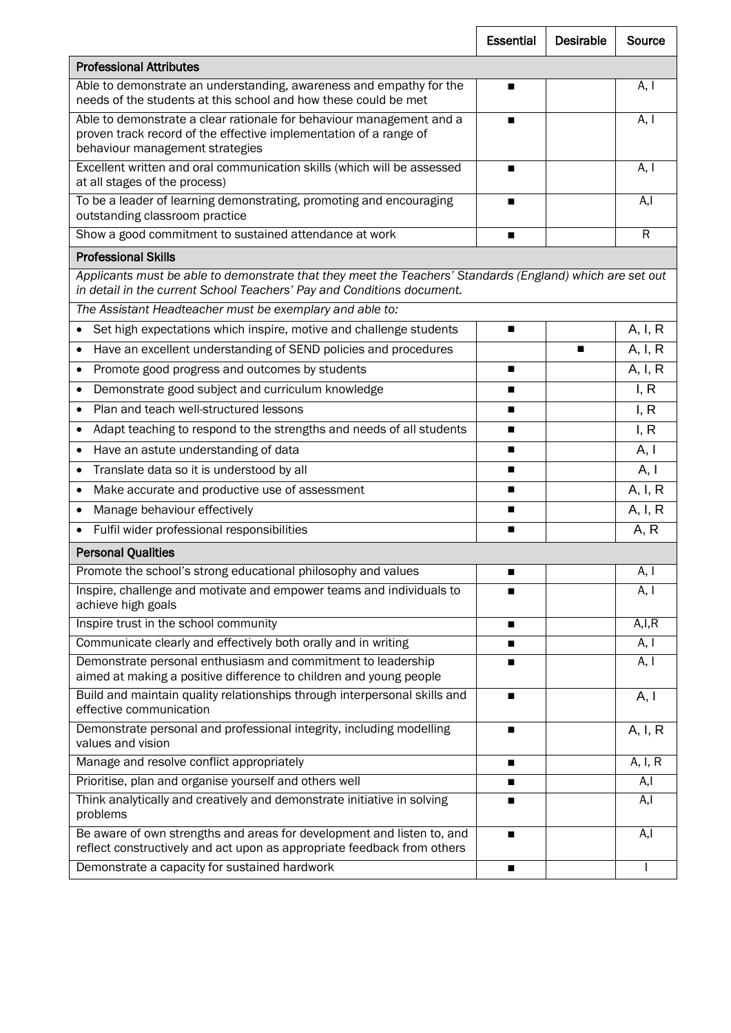| | Essential | Desirable | Source |
|---|---|---|---|
| **Professional Attributes** | | | |
| Able to demonstrate an understanding, awareness and empathy for the needs of the students at this school and how these could be met | ■ | | A, I |
| Able to demonstrate a clear rationale for behaviour management and a proven track record of the effective implementation of a range of behaviour management strategies | ■ | | A, I |
| Excellent written and oral communication skills (which will be assessed at all stages of the process) | ■ | | A, I |
| To be a leader of learning demonstrating, promoting and encouraging outstanding classroom practice | ■ | | A,I |
| Show a good commitment to sustained attendance at work | ■ | | R |
| **Professional Skills** | | | |
| *Applicants must be able to demonstrate that they meet the Teachers' Standards (England) which are set out in detail in the current School Teachers' Pay and Conditions document.* | | | |
| *The Assistant Headteacher must be exemplary and able to:* | | | |
| • Set high expectations which inspire, motive and challenge students | ■ | | A, I, R |
| • Have an excellent understanding of SEND policies and procedures | | ■ | A, I, R |
| • Promote good progress and outcomes by students | ■ | | A, I, R |
| • Demonstrate good subject and curriculum knowledge | ■ | | I, R |
| • Plan and teach well-structured lessons | ■ | | I, R |
| • Adapt teaching to respond to the strengths and needs of all students | ■ | | I, R |
| • Have an astute understanding of data | ■ | | A, I |
| • Translate data so it is understood by all | ■ | | A, I |
| • Make accurate and productive use of assessment | ■ | | A, I, R |
| • Manage behaviour effectively | ■ | | A, I, R |
| • Fulfil wider professional responsibilities | ■ | | A, R |
| **Personal Qualities** | | | |
| Promote the school's strong educational philosophy and values | ■ | | A, I |
| Inspire, challenge and motivate and empower teams and individuals to achieve high goals | ■ | | A, I |
| Inspire trust in the school community | ■ | | A,I,R |
| Communicate clearly and effectively both orally and in writing | ■ | | A, I |
| Demonstrate personal enthusiasm and commitment to leadership aimed at making a positive difference to children and young people | ■ | | A, I |
| Build and maintain quality relationships through interpersonal skills and effective communication | ■ | | A, I |
| Demonstrate personal and professional integrity, including modelling values and vision | ■ | | A, I, R |
| Manage and resolve conflict appropriately | ■ | | A, I, R |
| Prioritise, plan and organise yourself and others well | ■ | | A,I |
| Think analytically and creatively and demonstrate initiative in solving problems | ■ | | A,I |
| Be aware of own strengths and areas for development and listen to, and reflect constructively and act upon as appropriate feedback from others | ■ | | A,I |
| Demonstrate a capacity for sustained hardwork | ■ | | I |